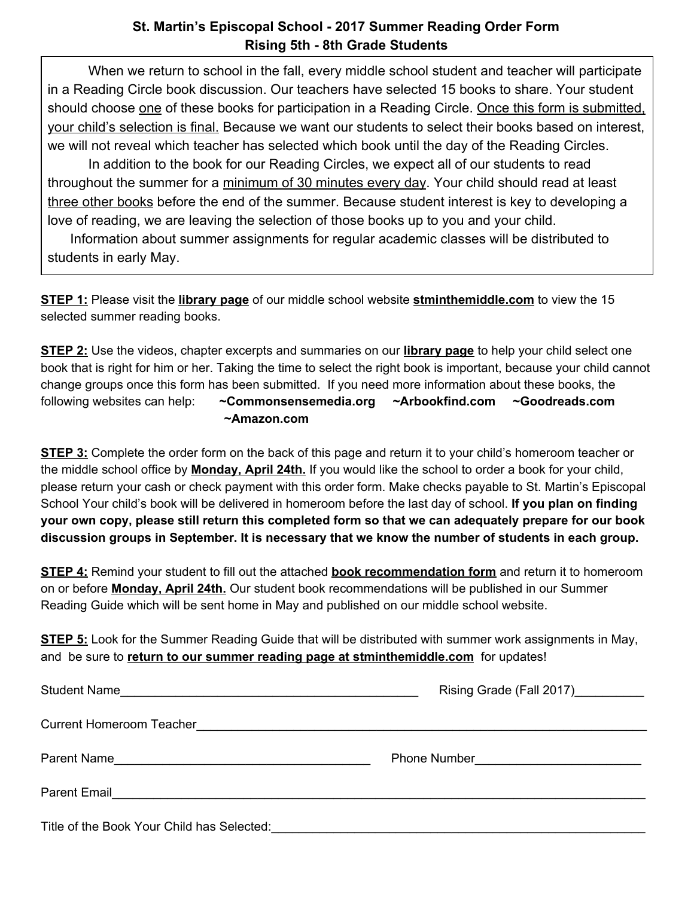## St. Martin's Episcopal School - 2017 Summer Reading Order Form
## Rising 5th - 8th Grade Students

When we return to school in the fall, every middle school student and teacher will participate in a Reading Circle book discussion. Our teachers have selected 15 books to share. Your student should choose one of these books for participation in a Reading Circle. Once this form is submitted, your child's selection is final. Because we want our students to select their books based on interest, we will not reveal which teacher has selected which book until the day of the Reading Circles.

In addition to the book for our Reading Circles, we expect all of our students to read throughout the summer for a minimum of 30 minutes every day. Your child should read at least three other books before the end of the summer. Because student interest is key to developing a love of reading, we are leaving the selection of those books up to you and your child.

Information about summer assignments for regular academic classes will be distributed to students in early May.

**STEP 1:** Please visit the **library page** of our middle school website **stminthemiddle.com** to view the 15 selected summer reading books.

**STEP 2:** Use the videos, chapter excerpts and summaries on our **library page** to help your child select one book that is right for him or her. Taking the time to select the right book is important, because your child cannot change groups once this form has been submitted. If you need more information about these books, the following websites can help: **~Commonsensemedia.org ~Arbookfind.com ~Goodreads.com ~Amazon.com**

**STEP 3:** Complete the order form on the back of this page and return it to your child's homeroom teacher or the middle school office by **Monday, April 24th.** If you would like the school to order a book for your child, please return your cash or check payment with this order form. Make checks payable to St. Martin's Episcopal School Your child's book will be delivered in homeroom before the last day of school. **If you plan on finding your own copy, please still return this completed form so that we can adequately prepare for our book discussion groups in September. It is necessary that we know the number of students in each group.**

**STEP 4:** Remind your student to fill out the attached **book recommendation form** and return it to homeroom on or before **Monday, April 24th.** Our student book recommendations will be published in our Summer Reading Guide which will be sent home in May and published on our middle school website.

**STEP 5:** Look for the Summer Reading Guide that will be distributed with summer work assignments in May, and be sure to **return to our summer reading page at stminthemiddle.com** for updates!

Student Name_______________________________________________ Rising Grade (Fall 2017)__________

Current Homeroom Teacher_______________________________________________________________________

Parent Name______________________________________ Phone Number________________________

Parent Email_______________________________________________________________________________

Title of the Book Your Child has Selected:_________________________________________________________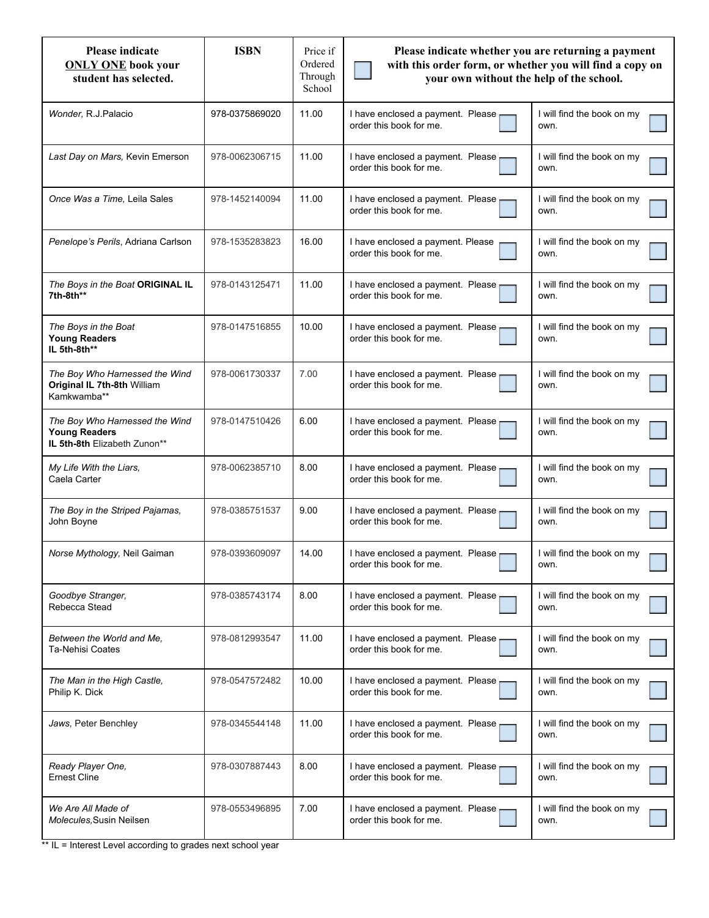| Please indicate **ONLY ONE** book your student has selected. | ISBN | Price if Ordered Through School | Please indicate whether you are returning a payment with this order form, or whether you will find a copy on your own without the help of the school. | |
|---|---|---|---|---|
| *Wonder,* R.J.Palacio | 978-0375869020 | 11.00 | I have enclosed a payment. Please order this book for me. | I will find the book on my own. |
| *Last Day on Mars,* Kevin Emerson | 978-0062306715 | 11.00 | I have enclosed a payment. Please order this book for me. | I will find the book on my own. |
| *Once Was a Time,* Leila Sales | 978-1452140094 | 11.00 | I have enclosed a payment. Please order this book for me. | I will find the book on my own. |
| *Penelope's Perils*, Adriana Carlson | 978-1535283823 | 16.00 | I have enclosed a payment. Please order this book for me. | I will find the book on my own. |
| *The Boys in the Boat* **ORIGINAL IL 7th-8th**** | 978-0143125471 | 11.00 | I have enclosed a payment. Please order this book for me. | I will find the book on my own. |
| *The Boys in the Boat* **Young Readers IL 5th-8th**** | 978-0147516855 | 10.00 | I have enclosed a payment. Please order this book for me. | I will find the book on my own. |
| *The Boy Who Harnessed the Wind* **Original IL 7th-8th** William Kamkwamba** | 978-0061730337 | 7.00 | I have enclosed a payment. Please order this book for me. | I will find the book on my own. |
| *The Boy Who Harnessed the Wind* **Young Readers IL 5th-8th** Elizabeth Zunon** | 978-0147510426 | 6.00 | I have enclosed a payment. Please order this book for me. | I will find the book on my own. |
| *My Life With the Liars,* Caela Carter | 978-0062385710 | 8.00 | I have enclosed a payment. Please order this book for me. | I will find the book on my own. |
| *The Boy in the Striped Pajamas,* John Boyne | 978-0385751537 | 9.00 | I have enclosed a payment. Please order this book for me. | I will find the book on my own. |
| *Norse Mythology,* Neil Gaiman | 978-0393609097 | 14.00 | I have enclosed a payment. Please order this book for me. | I will find the book on my own. |
| *Goodbye Stranger,* Rebecca Stead | 978-0385743174 | 8.00 | I have enclosed a payment. Please order this book for me. | I will find the book on my own. |
| *Between the World and Me,* Ta-Nehisi Coates | 978-0812993547 | 11.00 | I have enclosed a payment. Please order this book for me. | I will find the book on my own. |
| *The Man in the High Castle,* Philip K. Dick | 978-0547572482 | 10.00 | I have enclosed a payment. Please order this book for me. | I will find the book on my own. |
| *Jaws,* Peter Benchley | 978-0345544148 | 11.00 | I have enclosed a payment. Please order this book for me. | I will find the book on my own. |
| *Ready Player One,* Ernest Cline | 978-0307887443 | 8.00 | I have enclosed a payment. Please order this book for me. | I will find the book on my own. |
| *We Are All Made of Molecules,*Susin Neilsen | 978-0553496895 | 7.00 | I have enclosed a payment. Please order this book for me. | I will find the book on my own. |

** IL = Interest Level according to grades next school year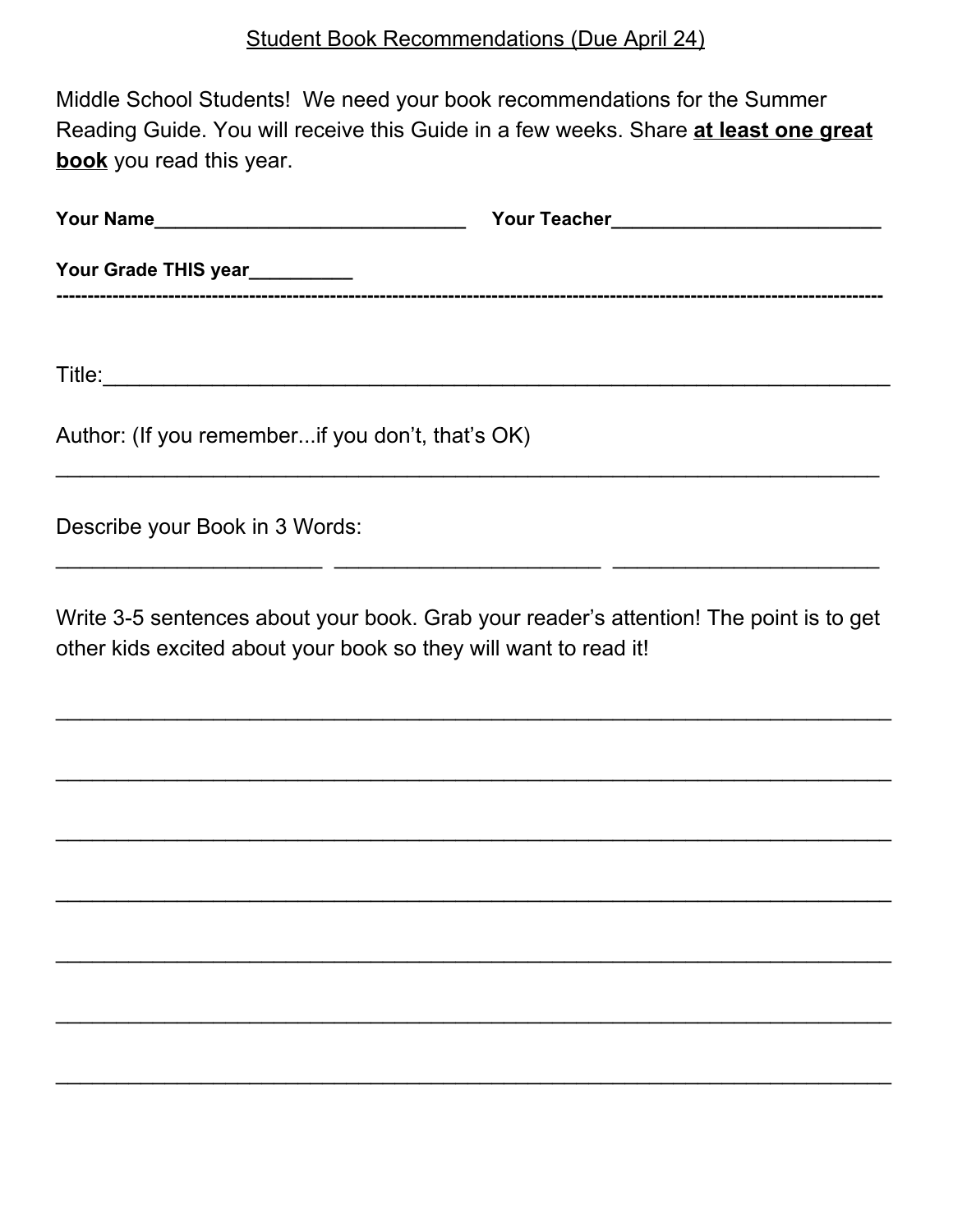Student Book Recommendations (Due April 24)

Middle School Students! We need your book recommendations for the Summer Reading Guide. You will receive this Guide in a few weeks. Share **at least one great book** you read this year.

**Your Name______________________________** **Your Teacher__________________________**

**Your Grade THIS year__________**

---

Title:_____________________________________________________________

Author: (If you remember...if you don't, that's OK)

_____________________________________________________________

Describe your Book in 3 Words:

_______________________ _______________________ _______________________

Write 3-5 sentences about your book. Grab your reader's attention! The point is to get other kids excited about your book so they will want to read it!

_____________________________________________________________

_____________________________________________________________

_____________________________________________________________

_____________________________________________________________

_____________________________________________________________

_____________________________________________________________

_____________________________________________________________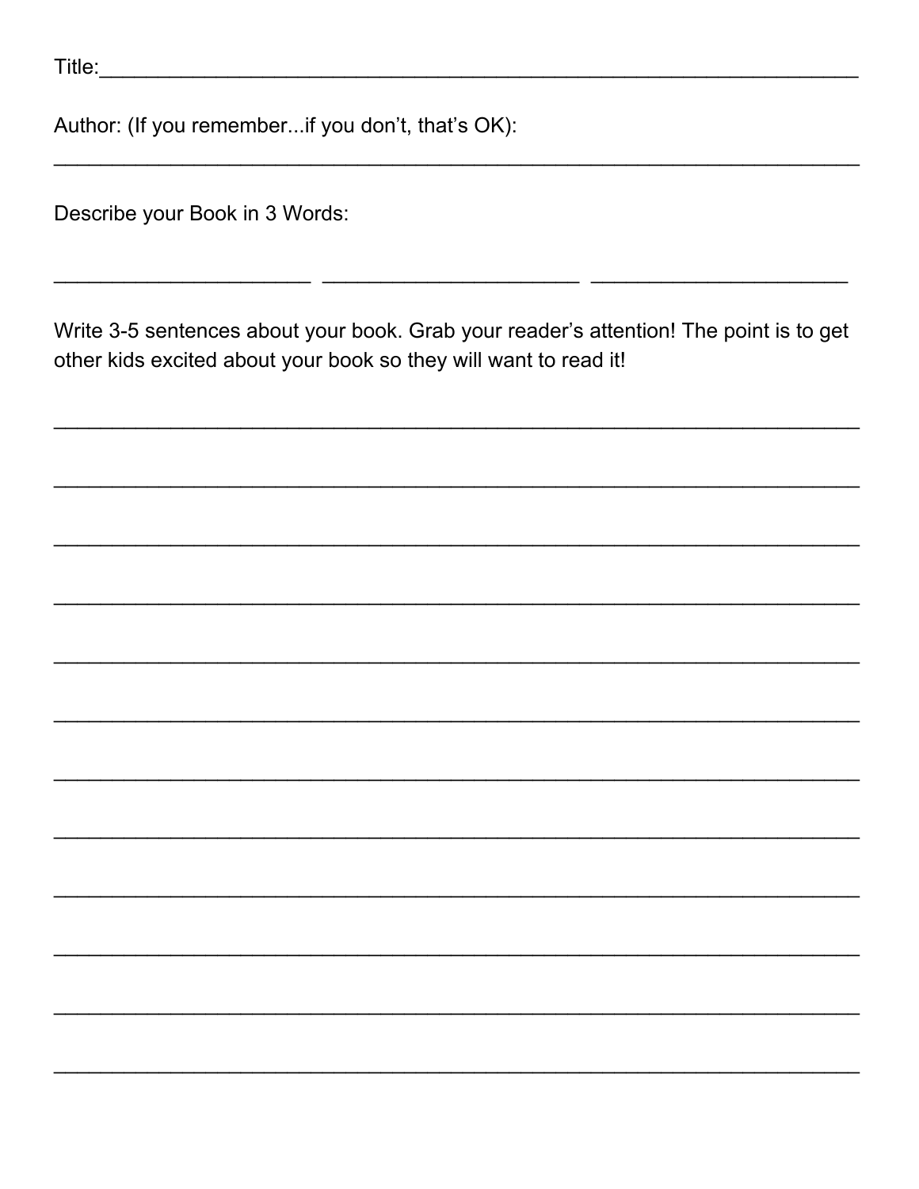Title:_______________________________________________________________

Author: (If you remember...if you don't, that's OK):

_________________________________________________________________

Describe your Book in 3 Words:

_____________________  _____________________  _____________________

Write 3-5 sentences about your book. Grab your reader's attention! The point is to get other kids excited about your book so they will want to read it!

_________________________________________________________________

_________________________________________________________________

_________________________________________________________________

_________________________________________________________________

_________________________________________________________________

_________________________________________________________________

_________________________________________________________________

_________________________________________________________________

_________________________________________________________________

_________________________________________________________________

_________________________________________________________________

_________________________________________________________________